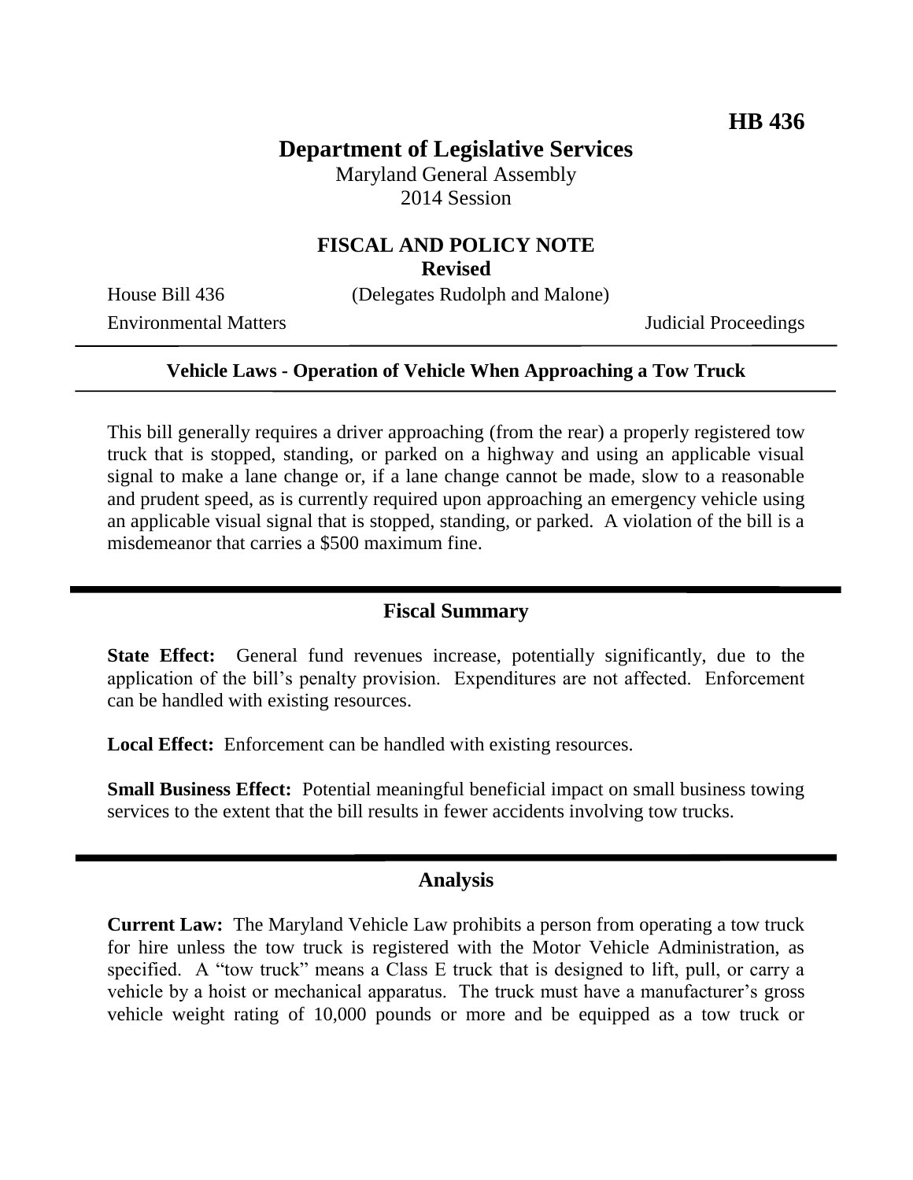**HB 436**

# Department of Legislative Services

Maryland General Assembly
2014 Session

## FISCAL AND POLICY NOTE
**Revised**

House Bill 436 (Delegates Rudolph and Malone)

Environmental Matters Judicial Proceedings

---

**Vehicle Laws - Operation of Vehicle When Approaching a Tow Truck**

---

This bill generally requires a driver approaching (from the rear) a properly registered tow truck that is stopped, standing, or parked on a highway and using an applicable visual signal to make a lane change or, if a lane change cannot be made, slow to a reasonable and prudent speed, as is currently required upon approaching an emergency vehicle using an applicable visual signal that is stopped, standing, or parked. A violation of the bill is a misdemeanor that carries a $500 maximum fine.

---

## Fiscal Summary

**State Effect:** General fund revenues increase, potentially significantly, due to the application of the bill's penalty provision. Expenditures are not affected. Enforcement can be handled with existing resources.

**Local Effect:** Enforcement can be handled with existing resources.

**Small Business Effect:** Potential meaningful beneficial impact on small business towing services to the extent that the bill results in fewer accidents involving tow trucks.

---

## Analysis

**Current Law:** The Maryland Vehicle Law prohibits a person from operating a tow truck for hire unless the tow truck is registered with the Motor Vehicle Administration, as specified. A "tow truck" means a Class E truck that is designed to lift, pull, or carry a vehicle by a hoist or mechanical apparatus. The truck must have a manufacturer's gross vehicle weight rating of 10,000 pounds or more and be equipped as a tow truck or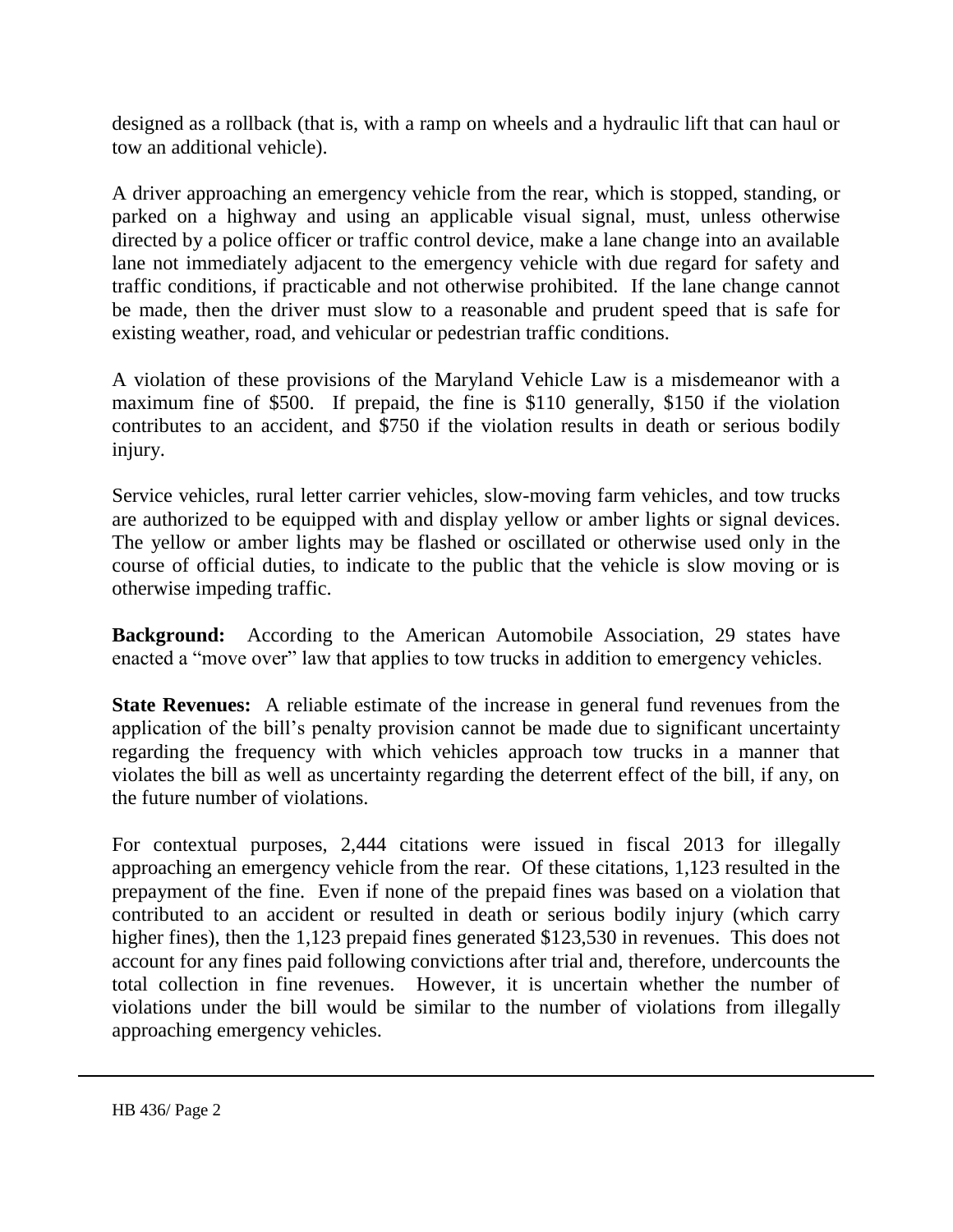designed as a rollback (that is, with a ramp on wheels and a hydraulic lift that can haul or tow an additional vehicle).

A driver approaching an emergency vehicle from the rear, which is stopped, standing, or parked on a highway and using an applicable visual signal, must, unless otherwise directed by a police officer or traffic control device, make a lane change into an available lane not immediately adjacent to the emergency vehicle with due regard for safety and traffic conditions, if practicable and not otherwise prohibited. If the lane change cannot be made, then the driver must slow to a reasonable and prudent speed that is safe for existing weather, road, and vehicular or pedestrian traffic conditions.

A violation of these provisions of the Maryland Vehicle Law is a misdemeanor with a maximum fine of $500. If prepaid, the fine is $110 generally, $150 if the violation contributes to an accident, and $750 if the violation results in death or serious bodily injury.

Service vehicles, rural letter carrier vehicles, slow-moving farm vehicles, and tow trucks are authorized to be equipped with and display yellow or amber lights or signal devices. The yellow or amber lights may be flashed or oscillated or otherwise used only in the course of official duties, to indicate to the public that the vehicle is slow moving or is otherwise impeding traffic.

**Background:** According to the American Automobile Association, 29 states have enacted a "move over" law that applies to tow trucks in addition to emergency vehicles.

**State Revenues:** A reliable estimate of the increase in general fund revenues from the application of the bill's penalty provision cannot be made due to significant uncertainty regarding the frequency with which vehicles approach tow trucks in a manner that violates the bill as well as uncertainty regarding the deterrent effect of the bill, if any, on the future number of violations.

For contextual purposes, 2,444 citations were issued in fiscal 2013 for illegally approaching an emergency vehicle from the rear. Of these citations, 1,123 resulted in the prepayment of the fine. Even if none of the prepaid fines was based on a violation that contributed to an accident or resulted in death or serious bodily injury (which carry higher fines), then the 1,123 prepaid fines generated $123,530 in revenues. This does not account for any fines paid following convictions after trial and, therefore, undercounts the total collection in fine revenues. However, it is uncertain whether the number of violations under the bill would be similar to the number of violations from illegally approaching emergency vehicles.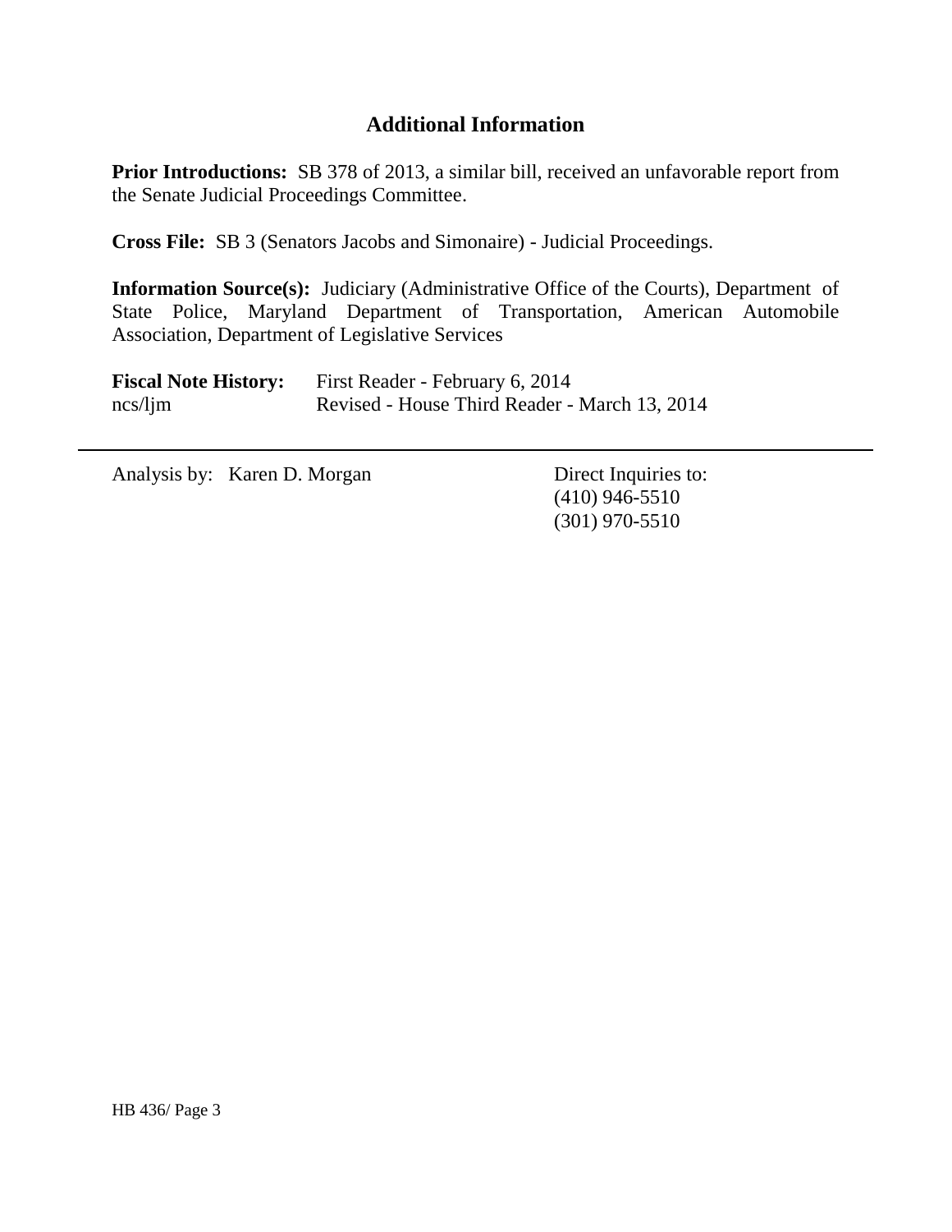## Additional Information

**Prior Introductions:** SB 378 of 2013, a similar bill, received an unfavorable report from the Senate Judicial Proceedings Committee.

**Cross File:** SB 3 (Senators Jacobs and Simonaire) - Judicial Proceedings.

**Information Source(s):** Judiciary (Administrative Office of the Courts), Department of State Police, Maryland Department of Transportation, American Automobile Association, Department of Legislative Services

| | |
|---|---|
| **Fiscal Note History:** | First Reader - February 6, 2014 |
| ncs/ljm | Revised - House Third Reader - March 13, 2014 |

---

Analysis by: Karen D. Morgan

Direct Inquiries to:
(410) 946-5510
(301) 970-5510